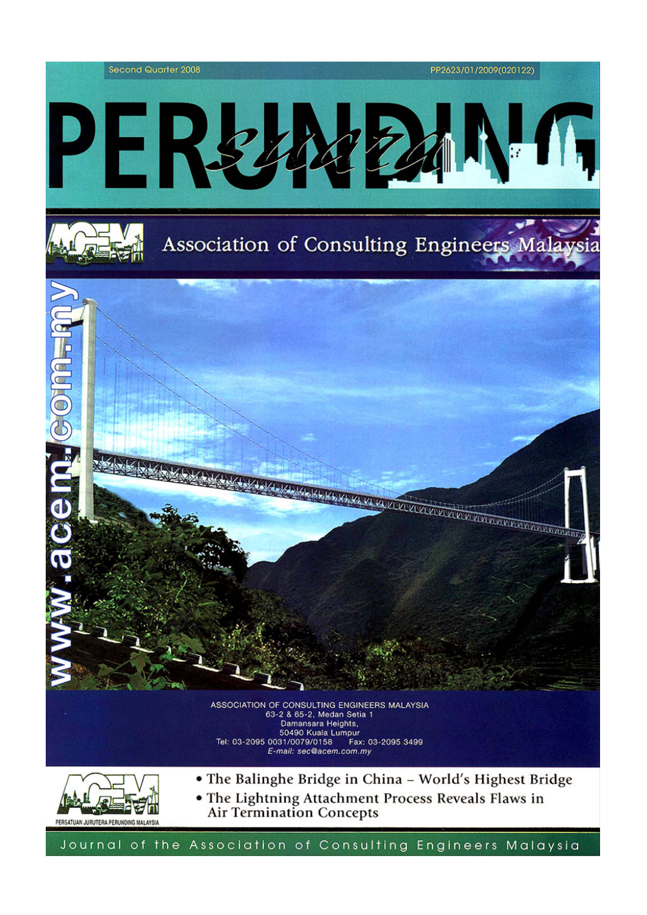Second Quarter 2008

PP2623/01/2009(020122)

# PERUNDING *suara*

Association of Consulting Engineers Malaysia

www.acem.com.my

ASSOCIATION OF CONSULTING ENGINEERS MALAYSIA
63-2 & 65-2, Medan Setia 1
Damansara Heights,
50490 Kuala Lumpur
Tel: 03-2095 0031/0079/0158 Fax: 03-2095 3499
E-mail: sec@acem.com.my

PERSATUAN JURUTERA PERUNDING MALAYSIA

- The Balinghe Bridge in China – World's Highest Bridge
- The Lightning Attachment Process Reveals Flaws in Air Termination Concepts

Journal of the Association of Consulting Engineers Malaysia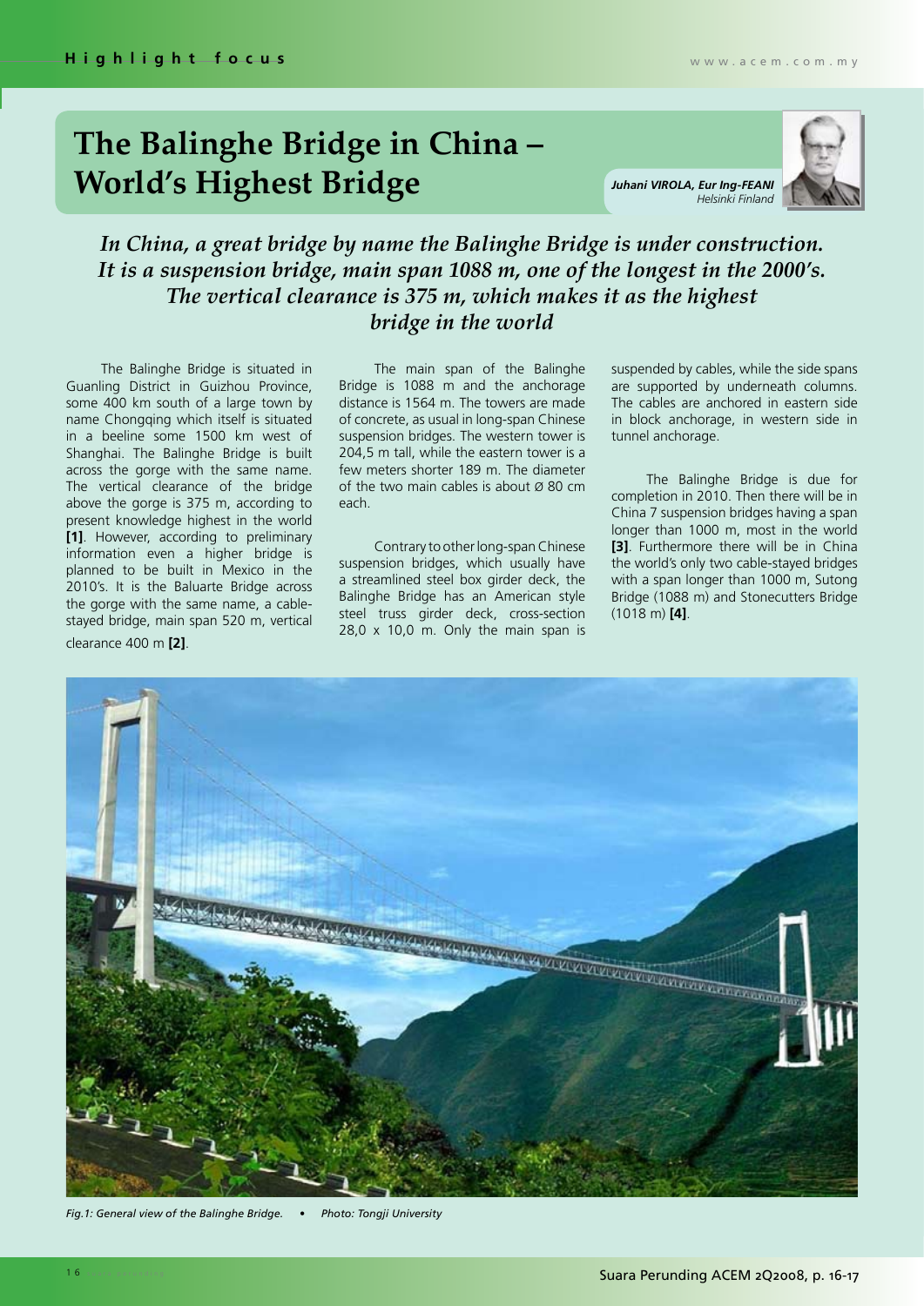# The Balinghe Bridge in China – World's Highest Bridge

***Juhani VIROLA, Eur Ing-FEANI***
*Helsinki Finland*

*In China, a great bridge by name the Balinghe Bridge is under construction. It is a suspension bridge, main span 1088 m, one of the longest in the 2000's. The vertical clearance is 375 m, which makes it as the highest bridge in the world*

The Balinghe Bridge is situated in Guanling District in Guizhou Province, some 400 km south of a large town by name Chongqing which itself is situated in a beeline some 1500 km west of Shanghai. The Balinghe Bridge is built across the gorge with the same name. The vertical clearance of the bridge above the gorge is 375 m, according to present knowledge highest in the world **[1]**. However, according to preliminary information even a higher bridge is planned to be built in Mexico in the 2010's. It is the Baluarte Bridge across the gorge with the same name, a cable-stayed bridge, main span 520 m, vertical clearance 400 m **[2]**.

The main span of the Balinghe Bridge is 1088 m and the anchorage distance is 1564 m. The towers are made of concrete, as usual in long-span Chinese suspension bridges. The western tower is 204,5 m tall, while the eastern tower is a few meters shorter 189 m. The diameter of the two main cables is about Ø 80 cm each.

Contrary to other long-span Chinese suspension bridges, which usually have a streamlined steel box girder deck, the Balinghe Bridge has an American style steel truss girder deck, cross-section 28,0 x 10,0 m. Only the main span is suspended by cables, while the side spans are supported by underneath columns. The cables are anchored in eastern side in block anchorage, in western side in tunnel anchorage.

The Balinghe Bridge is due for completion in 2010. Then there will be in China 7 suspension bridges having a span longer than 1000 m, most in the world **[3]**. Furthermore there will be in China the world's only two cable-stayed bridges with a span longer than 1000 m, Sutong Bridge (1088 m) and Stonecutters Bridge (1018 m) **[4]**.

*Fig.1: General view of the Balinghe Bridge. • Photo: Tongji University*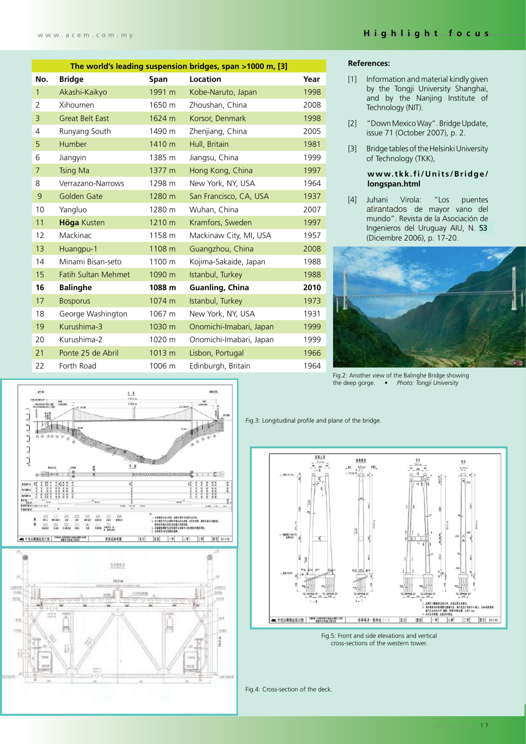**The world's leading suspension bridges, span >1000 m, [3]**

| No. | Bridge | Span | Location | Year |
|---|---|---|---|---|
| 1 | Akashi-Kaikyo | 1991 m | Kobe-Naruto, Japan | 1998 |
| 2 | Xihoumen | 1650 m | Zhoushan, China | 2008 |
| 3 | Great Belt East | 1624 m | Korsor, Denmark | 1998 |
| 4 | Runyang South | 1490 m | Zhenjiang, China | 2005 |
| 5 | Humber | 1410 m | Hull, Britain | 1981 |
| 6 | Jiangyin | 1385 m | Jiangsu, China | 1999 |
| 7 | Tsing Ma | 1377 m | Hong Kong, China | 1997 |
| 8 | Verrazano-Narrows | 1298 m | New York, NY, USA | 1964 |
| 9 | Golden Gate | 1280 m | San Francisco, CA, USA | 1937 |
| 10 | Yangluo | 1280 m | Wuhan, China | 2007 |
| 11 | **Höga** Kusten | 1210 m | Kramfors, Sweden | 1997 |
| 12 | Mackinac | 1158 m | Mackinaw City, MI, USA | 1957 |
| 13 | Huangpu-1 | 1108 m | Guangzhou, China | 2008 |
| 14 | Minami Bisan-seto | 1100 m | Kojima-Sakaide, Japan | 1988 |
| 15 | Fatih Sultan Mehmet | 1090 m | Istanbul, Turkey | 1988 |
| **16** | **Balinghe** | **1088 m** | **Guanling, China** | **2010** |
| 17 | Bosporus | 1074 m | Istanbul, Turkey | 1973 |
| 18 | George Washington | 1067 m | New York, NY, USA | 1931 |
| 19 | Kurushima-3 | 1030 m | Onomichi-Imabari, Japan | 1999 |
| 20 | Kurushima-2 | 1020 m | Onomichi-Imabari, Japan | 1999 |
| 21 | Ponte 25 de Abril | 1013 m | Lisbon, Portugal | 1966 |
| 22 | Forth Road | 1006 m | Edinburgh, Britain | 1964 |

**References:**

[1] Information and material kindly given by the Tongji University Shanghai, and by the Nanjing Institute of Technology (NIT).

[2] "Down Mexico Way". Bridge Update, issue 71 (October 2007), p. 2.

[3] Bridge tables of the Helsinki University of Technology (TKK),

**www.tkk.fi/Units/Bridge/longspan.html**

[4] Juhani Virola: "Los puentes atirantados de mayor vano del mundo". Revista de la Asociación de Ingenieros del Uruguay AIU, N. 53 (Diciembre 2006), p. 17-20.

Fig.2: Another view of the Balinghe Bridge showing the deep gorge. • *Photo: Tongji University*

Fig.3: Longitudinal profile and plane of the bridge.

Fig.5: Front and side elevations and vertical cross-sections of the western tower.

Fig.4: Cross-section of the deck.